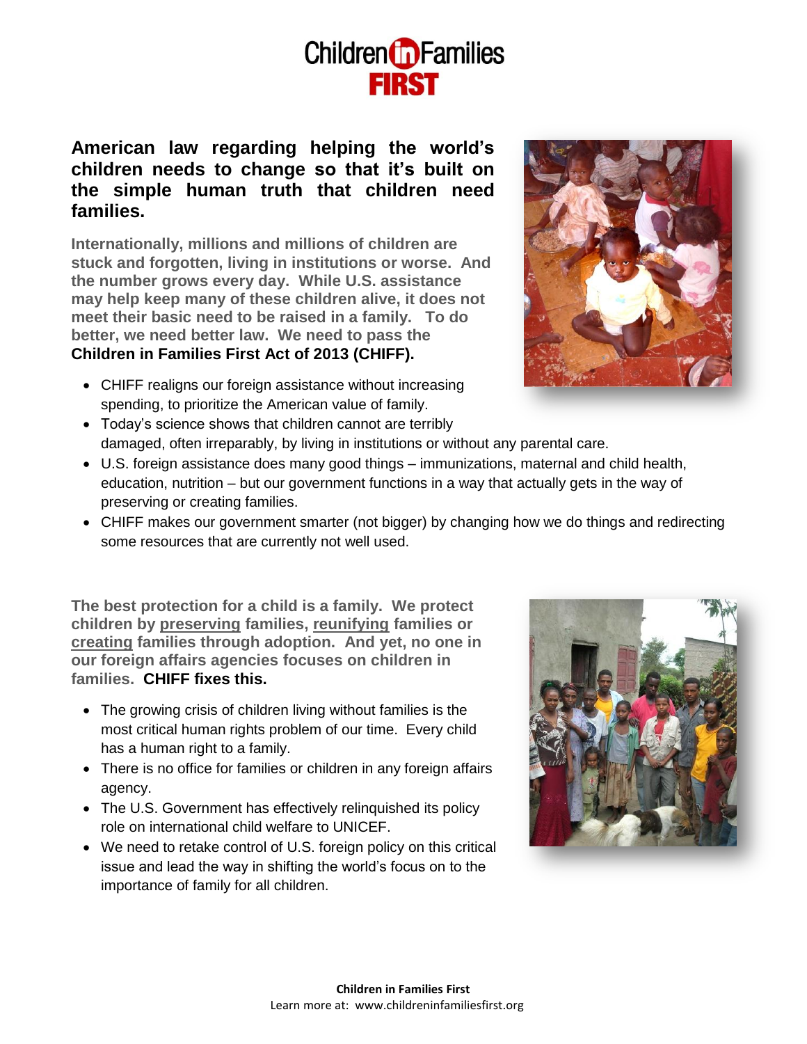# Children in Families FIRST

**American law regarding helping the world's children needs to change so that it's built on the simple human truth that children need families.**

**Internationally, millions and millions of children are stuck and forgotten, living in institutions or worse. And the number grows every day. While U.S. assistance may help keep many of these children alive, it does not meet their basic need to be raised in a family. To do better, we need better law. We need to pass the Children in Families First Act of 2013 (CHIFF).**

- CHIFF realigns our foreign assistance without increasing spending, to prioritize the American value of family.
- Today's science shows that children cannot are terribly damaged, often irreparably, by living in institutions or without any parental care.
- U.S. foreign assistance does many good things – immunizations, maternal and child health, education, nutrition – but our government functions in a way that actually gets in the way of preserving or creating families.
- CHIFF makes our government smarter (not bigger) by changing how we do things and redirecting some resources that are currently not well used.

**The best protection for a child is a family. We protect children by <u>preserving</u> families, <u>reunifying</u> families or <u>creating</u> families through adoption. And yet, no one in our foreign affairs agencies focuses on children in families. CHIFF fixes this.**

- The growing crisis of children living without families is the most critical human rights problem of our time. Every child has a human right to a family.
- There is no office for families or children in any foreign affairs agency.
- The U.S. Government has effectively relinquished its policy role on international child welfare to UNICEF.
- We need to retake control of U.S. foreign policy on this critical issue and lead the way in shifting the world's focus on to the importance of family for all children.

**Children in Families First**
Learn more at: www.childreninfamiliesfirst.org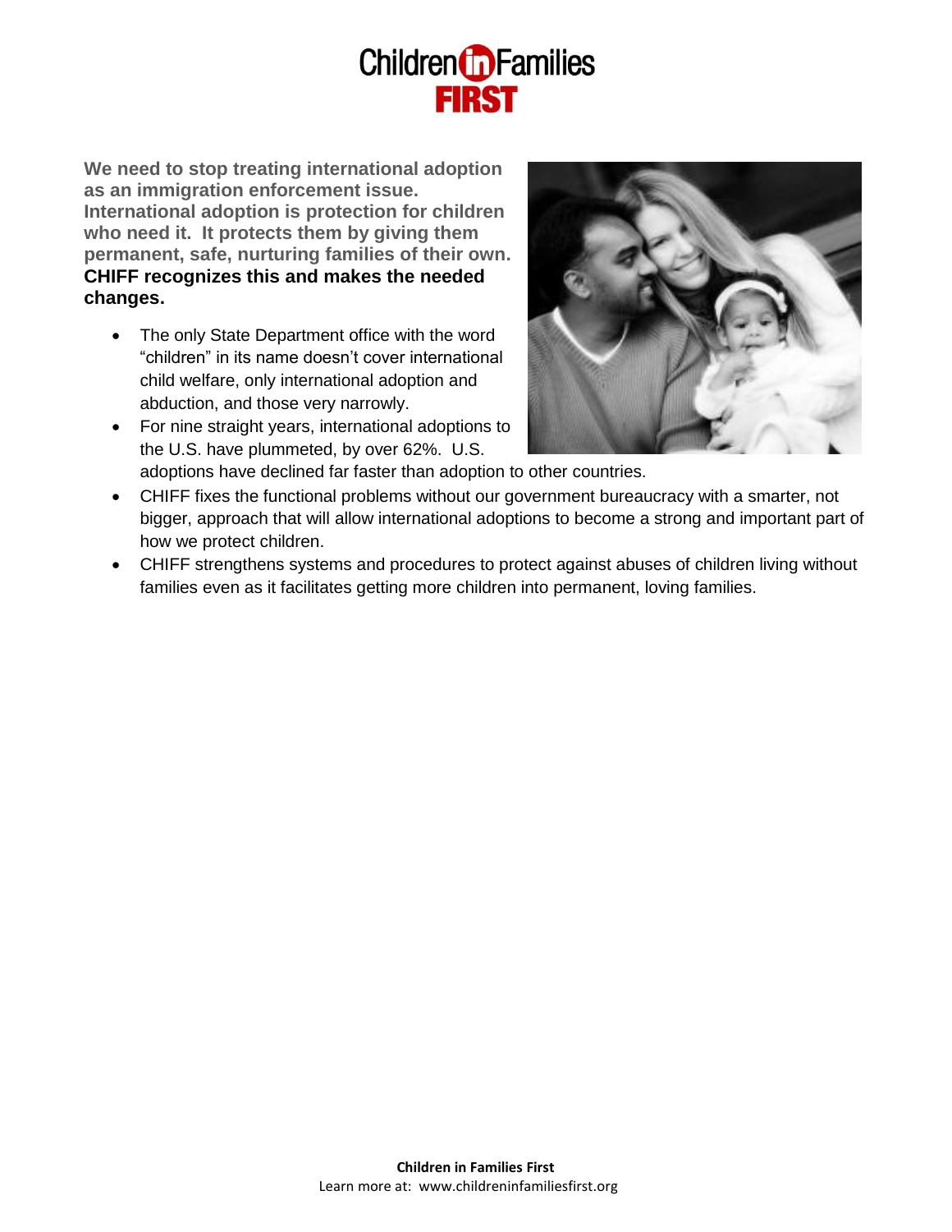# Children in Families FIRST

**We need to stop treating international adoption as an immigration enforcement issue. International adoption is protection for children who need it. It protects them by giving them permanent, safe, nurturing families of their own. CHIFF recognizes this and makes the needed changes.**

- The only State Department office with the word "children" in its name doesn't cover international child welfare, only international adoption and abduction, and those very narrowly.
- For nine straight years, international adoptions to the U.S. have plummeted, by over 62%. U.S. adoptions have declined far faster than adoption to other countries.
- CHIFF fixes the functional problems without our government bureaucracy with a smarter, not bigger, approach that will allow international adoptions to become a strong and important part of how we protect children.
- CHIFF strengthens systems and procedures to protect against abuses of children living without families even as it facilitates getting more children into permanent, loving families.

**Children in Families First**
Learn more at: www.childreninfamiliesfirst.org